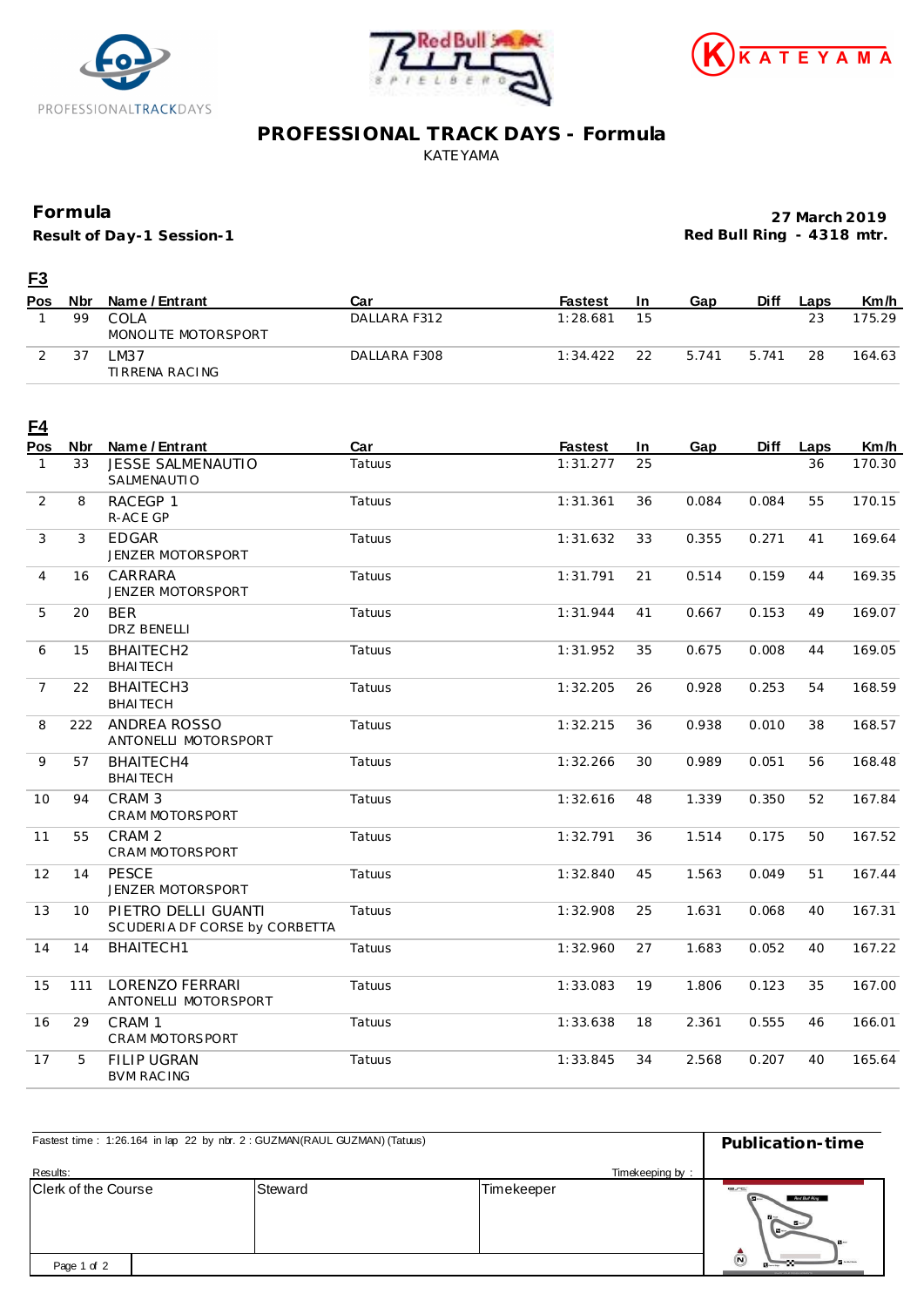PROFESSIONALTRACKDAYS

# PROFESSIONAL TRACK DAYS - Formula

KATEYAMA

## Formula

**Result of Day-1 Session-1**

**27 March 2019**
**Red Bull Ring - 4318 mtr.**

### F3

| Pos | Nbr | Name / Entrant | Car | Fastest | In | Gap | Diff | Laps | Km/h |
|---|---|---|---|---|---|---|---|---|---|
| 1 | 99 | COLA<br>MONOLITE MOTORSPORT | DALLARA F312 | 1:28.681 | 15 | | | 23 | 175.29 |
| 2 | 37 | LM37<br>TIRRENA RACING | DALLARA F308 | 1:34.422 | 22 | 5.741 | 5.741 | 28 | 164.63 |

### F4

| Pos | Nbr | Name / Entrant | Car | Fastest | In | Gap | Diff | Laps | Km/h |
|---|---|---|---|---|---|---|---|---|---|
| 1 | 33 | JESSE SALMENAUTIO<br>SALMENAUTIO | Tatuus | 1:31.277 | 25 | | | 36 | 170.30 |
| 2 | 8 | RACEGP 1<br>R-ACE GP | Tatuus | 1:31.361 | 36 | 0.084 | 0.084 | 55 | 170.15 |
| 3 | 3 | EDGAR<br>JENZER MOTORSPORT | Tatuus | 1:31.632 | 33 | 0.355 | 0.271 | 41 | 169.64 |
| 4 | 16 | CARRARA<br>JENZER MOTORSPORT | Tatuus | 1:31.791 | 21 | 0.514 | 0.159 | 44 | 169.35 |
| 5 | 20 | BER<br>DRZ BENELLI | Tatuus | 1:31.944 | 41 | 0.667 | 0.153 | 49 | 169.07 |
| 6 | 15 | BHAITECH2<br>BHAITECH | Tatuus | 1:31.952 | 35 | 0.675 | 0.008 | 44 | 169.05 |
| 7 | 22 | BHAITECH3<br>BHAITECH | Tatuus | 1:32.205 | 26 | 0.928 | 0.253 | 54 | 168.59 |
| 8 | 222 | ANDREA ROSSO<br>ANTONELLI MOTORSPORT | Tatuus | 1:32.215 | 36 | 0.938 | 0.010 | 38 | 168.57 |
| 9 | 57 | BHAITECH4<br>BHAITECH | Tatuus | 1:32.266 | 30 | 0.989 | 0.051 | 56 | 168.48 |
| 10 | 94 | CRAM 3<br>CRAM MOTORSPORT | Tatuus | 1:32.616 | 48 | 1.339 | 0.350 | 52 | 167.84 |
| 11 | 55 | CRAM 2<br>CRAM MOTORSPORT | Tatuus | 1:32.791 | 36 | 1.514 | 0.175 | 50 | 167.52 |
| 12 | 14 | PESCE<br>JENZER MOTORSPORT | Tatuus | 1:32.840 | 45 | 1.563 | 0.049 | 51 | 167.44 |
| 13 | 10 | PIETRO DELLI GUANTI<br>SCUDERIA DF CORSE by CORBETTA | Tatuus | 1:32.908 | 25 | 1.631 | 0.068 | 40 | 167.31 |
| 14 | 14 | BHAITECH1 | Tatuus | 1:32.960 | 27 | 1.683 | 0.052 | 40 | 167.22 |
| 15 | 111 | LORENZO FERRARI<br>ANTONELLI MOTORSPORT | Tatuus | 1:33.083 | 19 | 1.806 | 0.123 | 35 | 167.00 |
| 16 | 29 | CRAM 1<br>CRAM MOTORSPORT | Tatuus | 1:33.638 | 18 | 2.361 | 0.555 | 46 | 166.01 |
| 17 | 5 | FILIP UGRAN<br>BVM RACING | Tatuus | 1:33.845 | 34 | 2.568 | 0.207 | 40 | 165.64 |

Fastest time : 1:26.164 in lap 22 by nbr. 2 : GUZMAN(RAUL GUZMAN) (Tatuus)

**Publication-time**

Results: Timekeeping by :

| Clerk of the Course | Steward | Timekeeper |
|---|---|---|
| | | |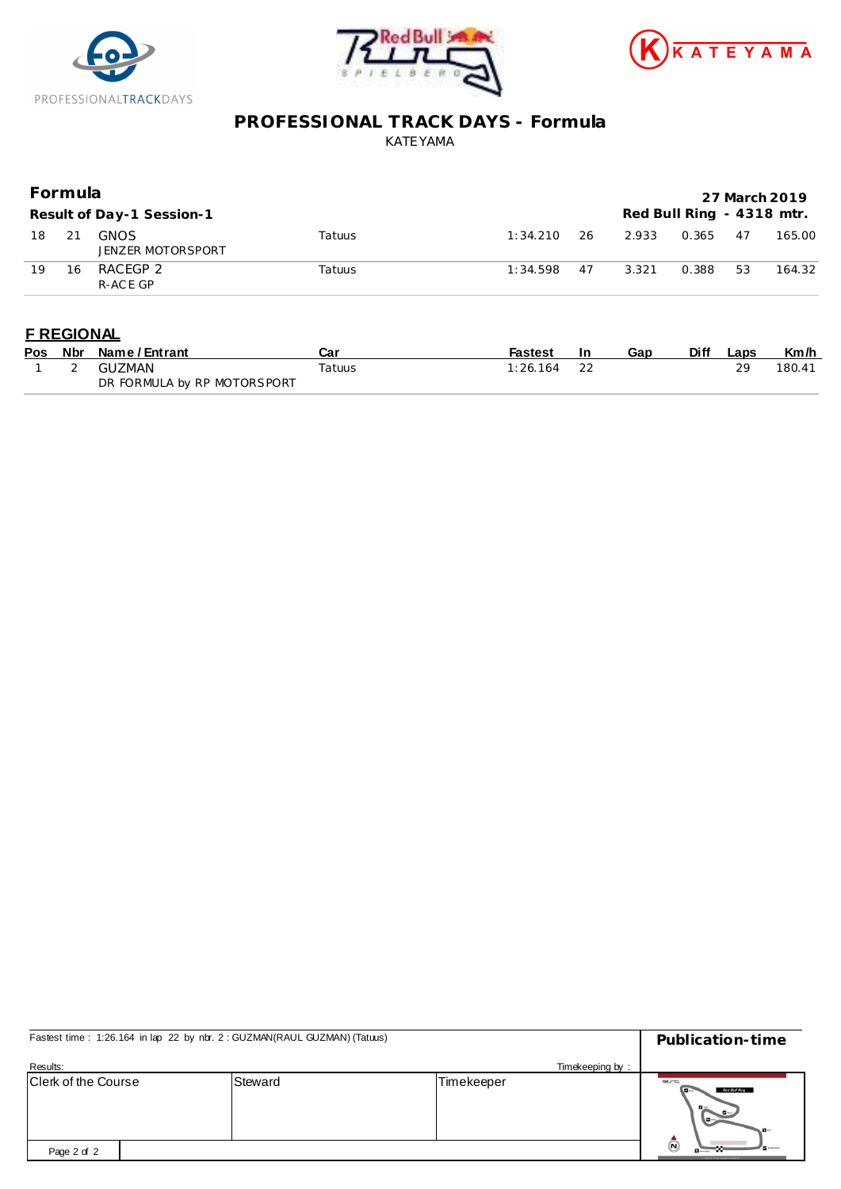# PROFESSIONAL TRACK DAYS - Formula

KATEYAMA

## Formula

**Result of Day-1 Session-1**

**27 March 2019**

**Red Bull Ring - 4318 mtr.**

| Pos | Nbr | Name / Entrant | Car | Fastest | In | Gap | Diff | Laps | Km/h |
|---|---|---|---|---|---|---|---|---|---|
| 18 | 21 | GNOS<br>JENZER MOTORSPORT | Tatuus | 1:34.210 | 26 | 2.933 | 0.365 | 47 | 165.00 |
| 19 | 16 | RACEGP 2<br>R-ACE GP | Tatuus | 1:34.598 | 47 | 3.321 | 0.388 | 53 | 164.32 |

## F REGIONAL

| Pos | Nbr | Name / Entrant | Car | Fastest | In | Gap | Diff | Laps | Km/h |
|---|---|---|---|---|---|---|---|---|---|
| 1 | 2 | GUZMAN<br>DR FORMULA by RP MOTORSPORT | Tatuus | 1:26.164 | 22 | | | 29 | 180.41 |

Fastest time : 1:26.164 in lap 22 by nbr. 2 : GUZMAN(RAUL GUZMAN) (Tatuus)

**Publication-time**

Results: Timekeeping by :

| Clerk of the Course | Steward | Timekeeper |
|---|---|---|
| | | |